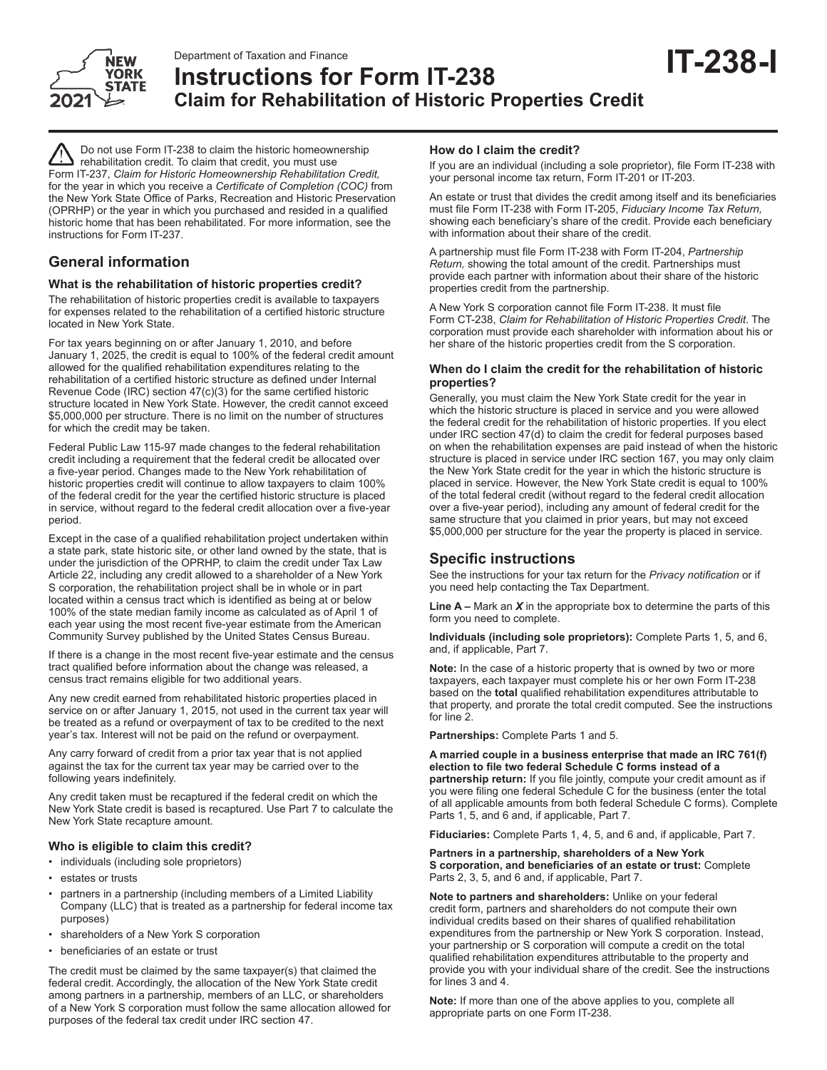Department of Taxation and Finance

# Instructions for Form IT-238 Claim for Rehabilitation of Historic Properties Credit

**IT-238-I**

2021

⚠ Do not use Form IT-238 to claim the historic homeownership rehabilitation credit. To claim that credit, you must use Form IT-237, *Claim for Historic Homeownership Rehabilitation Credit,* for the year in which you receive a *Certificate of Completion (COC)* from the New York State Office of Parks, Recreation and Historic Preservation (OPRHP) or the year in which you purchased and resided in a qualified historic home that has been rehabilitated. For more information, see the instructions for Form IT-237.

## General information

### What is the rehabilitation of historic properties credit?

The rehabilitation of historic properties credit is available to taxpayers for expenses related to the rehabilitation of a certified historic structure located in New York State.

For tax years beginning on or after January 1, 2010, and before January 1, 2025, the credit is equal to 100% of the federal credit amount allowed for the qualified rehabilitation expenditures relating to the rehabilitation of a certified historic structure as defined under Internal Revenue Code (IRC) section 47(c)(3) for the same certified historic structure located in New York State. However, the credit cannot exceed $5,000,000 per structure. There is no limit on the number of structures for which the credit may be taken.

Federal Public Law 115-97 made changes to the federal rehabilitation credit including a requirement that the federal credit be allocated over a five-year period. Changes made to the New York rehabilitation of historic properties credit will continue to allow taxpayers to claim 100% of the federal credit for the year the certified historic structure is placed in service, without regard to the federal credit allocation over a five-year period.

Except in the case of a qualified rehabilitation project undertaken within a state park, state historic site, or other land owned by the state, that is under the jurisdiction of the OPRHP, to claim the credit under Tax Law Article 22, including any credit allowed to a shareholder of a New York S corporation, the rehabilitation project shall be in whole or in part located within a census tract which is identified as being at or below 100% of the state median family income as calculated as of April 1 of each year using the most recent five-year estimate from the American Community Survey published by the United States Census Bureau.

If there is a change in the most recent five-year estimate and the census tract qualified before information about the change was released, a census tract remains eligible for two additional years.

Any new credit earned from rehabilitated historic properties placed in service on or after January 1, 2015, not used in the current tax year will be treated as a refund or overpayment of tax to be credited to the next year's tax. Interest will not be paid on the refund or overpayment.

Any carry forward of credit from a prior tax year that is not applied against the tax for the current tax year may be carried over to the following years indefinitely.

Any credit taken must be recaptured if the federal credit on which the New York State credit is based is recaptured. Use Part 7 to calculate the New York State recapture amount.

### Who is eligible to claim this credit?

- individuals (including sole proprietors)
- estates or trusts
- partners in a partnership (including members of a Limited Liability Company (LLC) that is treated as a partnership for federal income tax purposes)
- shareholders of a New York S corporation
- beneficiaries of an estate or trust

The credit must be claimed by the same taxpayer(s) that claimed the federal credit. Accordingly, the allocation of the New York State credit among partners in a partnership, members of an LLC, or shareholders of a New York S corporation must follow the same allocation allowed for purposes of the federal tax credit under IRC section 47.

### How do I claim the credit?

If you are an individual (including a sole proprietor), file Form IT-238 with your personal income tax return, Form IT-201 or IT-203.

An estate or trust that divides the credit among itself and its beneficiaries must file Form IT-238 with Form IT-205, *Fiduciary Income Tax Return,* showing each beneficiary's share of the credit. Provide each beneficiary with information about their share of the credit.

A partnership must file Form IT-238 with Form IT-204, *Partnership Return,* showing the total amount of the credit. Partnerships must provide each partner with information about their share of the historic properties credit from the partnership.

A New York S corporation cannot file Form IT-238. It must file Form CT-238, *Claim for Rehabilitation of Historic Properties Credit*. The corporation must provide each shareholder with information about his or her share of the historic properties credit from the S corporation.

### When do I claim the credit for the rehabilitation of historic properties?

Generally, you must claim the New York State credit for the year in which the historic structure is placed in service and you were allowed the federal credit for the rehabilitation of historic properties. If you elect under IRC section 47(d) to claim the credit for federal purposes based on when the rehabilitation expenses are paid instead of when the historic structure is placed in service under IRC section 167, you may only claim the New York State credit for the year in which the historic structure is placed in service. However, the New York State credit is equal to 100% of the total federal credit (without regard to the federal credit allocation over a five-year period), including any amount of federal credit for the same structure that you claimed in prior years, but may not exceed $5,000,000 per structure for the year the property is placed in service.

## Specific instructions

See the instructions for your tax return for the *Privacy notification* or if you need help contacting the Tax Department.

**Line A –** Mark an ***X*** in the appropriate box to determine the parts of this form you need to complete.

**Individuals (including sole proprietors):** Complete Parts 1, 5, and 6, and, if applicable, Part 7.

**Note:** In the case of a historic property that is owned by two or more taxpayers, each taxpayer must complete his or her own Form IT-238 based on the **total** qualified rehabilitation expenditures attributable to that property, and prorate the total credit computed. See the instructions for line 2.

**Partnerships:** Complete Parts 1 and 5.

**A married couple in a business enterprise that made an IRC 761(f) election to file two federal Schedule C forms instead of a partnership return:** If you file jointly, compute your credit amount as if you were filing one federal Schedule C for the business (enter the total of all applicable amounts from both federal Schedule C forms). Complete Parts 1, 5, and 6 and, if applicable, Part 7.

**Fiduciaries:** Complete Parts 1, 4, 5, and 6 and, if applicable, Part 7.

**Partners in a partnership, shareholders of a New York S corporation, and beneficiaries of an estate or trust:** Complete Parts 2, 3, 5, and 6 and, if applicable, Part 7.

**Note to partners and shareholders:** Unlike on your federal credit form, partners and shareholders do not compute their own individual credits based on their shares of qualified rehabilitation expenditures from the partnership or New York S corporation. Instead, your partnership or S corporation will compute a credit on the total qualified rehabilitation expenditures attributable to the property and provide you with your individual share of the credit. See the instructions for lines 3 and 4.

**Note:** If more than one of the above applies to you, complete all appropriate parts on one Form IT-238.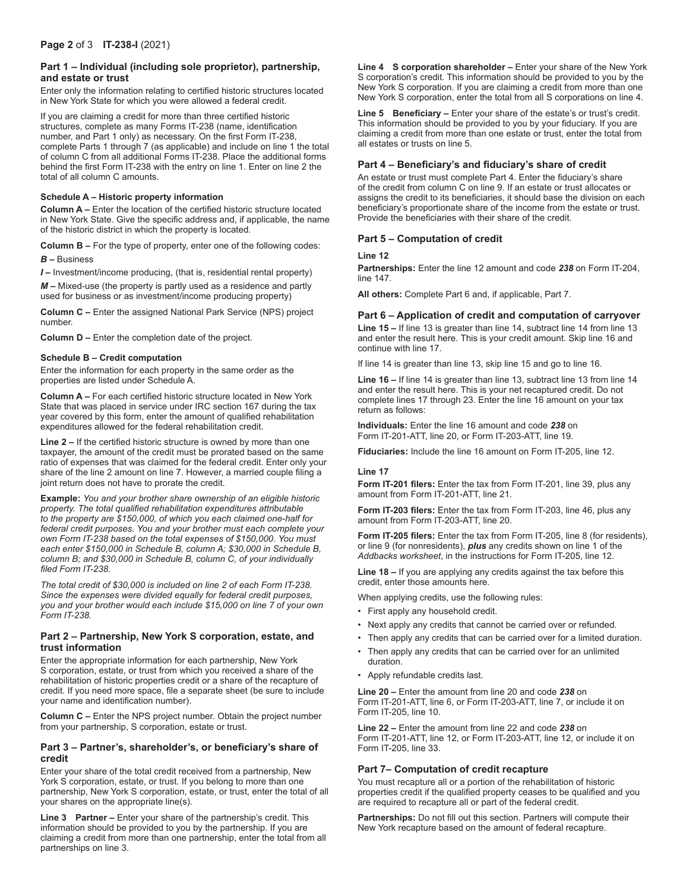## Part 1 – Individual (including sole proprietor), partnership, and estate or trust

Enter only the information relating to certified historic structures located in New York State for which you were allowed a federal credit.

If you are claiming a credit for more than three certified historic structures, complete as many Forms IT-238 (name, identification number, and Part 1 only) as necessary. On the first Form IT-238, complete Parts 1 through 7 (as applicable) and include on line 1 the total of column C from all additional Forms IT-238. Place the additional forms behind the first Form IT-238 with the entry on line 1. Enter on line 2 the total of all column C amounts.

#### Schedule A – Historic property information

**Column A –** Enter the location of the certified historic structure located in New York State. Give the specific address and, if applicable, the name of the historic district in which the property is located.

**Column B –** For the type of property, enter one of the following codes:

***B* –** Business

***I* –** Investment/income producing, (that is, residential rental property)

***M* –** Mixed-use (the property is partly used as a residence and partly used for business or as investment/income producing property)

**Column C –** Enter the assigned National Park Service (NPS) project number.

**Column D –** Enter the completion date of the project.

#### Schedule B – Credit computation

Enter the information for each property in the same order as the properties are listed under Schedule A.

**Column A –** For each certified historic structure located in New York State that was placed in service under IRC section 167 during the tax year covered by this form, enter the amount of qualified rehabilitation expenditures allowed for the federal rehabilitation credit.

**Line 2 –** If the certified historic structure is owned by more than one taxpayer, the amount of the credit must be prorated based on the same ratio of expenses that was claimed for the federal credit. Enter only your share of the line 2 amount on line 7. However, a married couple filing a joint return does not have to prorate the credit.

**Example:** *You and your brother share ownership of an eligible historic property. The total qualified rehabilitation expenditures attributable to the property are $150,000, of which you each claimed one-half for federal credit purposes. You and your brother must each complete your own Form IT-238 based on the total expenses of $150,000. You must each enter $150,000 in Schedule B, column A; $30,000 in Schedule B, column B; and $30,000 in Schedule B, column C, of your individually filed Form IT-238.*

*The total credit of $30,000 is included on line 2 of each Form IT-238. Since the expenses were divided equally for federal credit purposes, you and your brother would each include $15,000 on line 7 of your own Form IT-238.*

## Part 2 – Partnership, New York S corporation, estate, and trust information

Enter the appropriate information for each partnership, New York S corporation, estate, or trust from which you received a share of the rehabilitation of historic properties credit or a share of the recapture of credit. If you need more space, file a separate sheet (be sure to include your name and identification number).

**Column C –** Enter the NPS project number. Obtain the project number from your partnership, S corporation, estate or trust.

## Part 3 – Partner's, shareholder's, or beneficiary's share of credit

Enter your share of the total credit received from a partnership, New York S corporation, estate, or trust. If you belong to more than one partnership, New York S corporation, estate, or trust, enter the total of all your shares on the appropriate line(s).

**Line 3 Partner –** Enter your share of the partnership's credit. This information should be provided to you by the partnership. If you are claiming a credit from more than one partnership, enter the total from all partnerships on line 3.

**Line 4 S corporation shareholder –** Enter your share of the New York S corporation's credit. This information should be provided to you by the New York S corporation. If you are claiming a credit from more than one New York S corporation, enter the total from all S corporations on line 4.

**Line 5 Beneficiary –** Enter your share of the estate's or trust's credit. This information should be provided to you by your fiduciary. If you are claiming a credit from more than one estate or trust, enter the total from all estates or trusts on line 5.

## Part 4 – Beneficiary's and fiduciary's share of credit

An estate or trust must complete Part 4. Enter the fiduciary's share of the credit from column C on line 9. If an estate or trust allocates or assigns the credit to its beneficiaries, it should base the division on each beneficiary's proportionate share of the income from the estate or trust. Provide the beneficiaries with their share of the credit.

## Part 5 – Computation of credit

#### Line 12

**Partnerships:** Enter the line 12 amount and code ***238*** on Form IT-204, line 147.

**All others:** Complete Part 6 and, if applicable, Part 7.

## Part 6 – Application of credit and computation of carryover

**Line 15 –** If line 13 is greater than line 14, subtract line 14 from line 13 and enter the result here. This is your credit amount. Skip line 16 and continue with line 17.

If line 14 is greater than line 13, skip line 15 and go to line 16.

**Line 16 –** If line 14 is greater than line 13, subtract line 13 from line 14 and enter the result here. This is your net recaptured credit. Do not complete lines 17 through 23. Enter the line 16 amount on your tax return as follows:

**Individuals:** Enter the line 16 amount and code ***238*** on Form IT-201-ATT, line 20, or Form IT-203-ATT, line 19.

**Fiduciaries:** Include the line 16 amount on Form IT-205, line 12.

#### Line 17

**Form IT-201 filers:** Enter the tax from Form IT-201, line 39, plus any amount from Form IT-201-ATT, line 21.

**Form IT-203 filers:** Enter the tax from Form IT-203, line 46, plus any amount from Form IT-203-ATT, line 20.

**Form IT-205 filers:** Enter the tax from Form IT-205, line 8 (for residents), or line 9 (for nonresidents), ***plus*** any credits shown on line 1 of the *Addbacks worksheet*, in the instructions for Form IT-205, line 12.

**Line 18 –** If you are applying any credits against the tax before this credit, enter those amounts here.

When applying credits, use the following rules:

- First apply any household credit.
- Next apply any credits that cannot be carried over or refunded.
- Then apply any credits that can be carried over for a limited duration.
- Then apply any credits that can be carried over for an unlimited duration.
- Apply refundable credits last.

**Line 20 –** Enter the amount from line 20 and code ***238*** on Form IT-201-ATT, line 6, or Form IT-203-ATT, line 7, or include it on Form IT-205, line 10.

**Line 22 –** Enter the amount from line 22 and code ***238*** on Form IT-201-ATT, line 12, or Form IT-203-ATT, line 12, or include it on Form IT-205, line 33.

## Part 7– Computation of credit recapture

You must recapture all or a portion of the rehabilitation of historic properties credit if the qualified property ceases to be qualified and you are required to recapture all or part of the federal credit.

**Partnerships:** Do not fill out this section. Partners will compute their New York recapture based on the amount of federal recapture.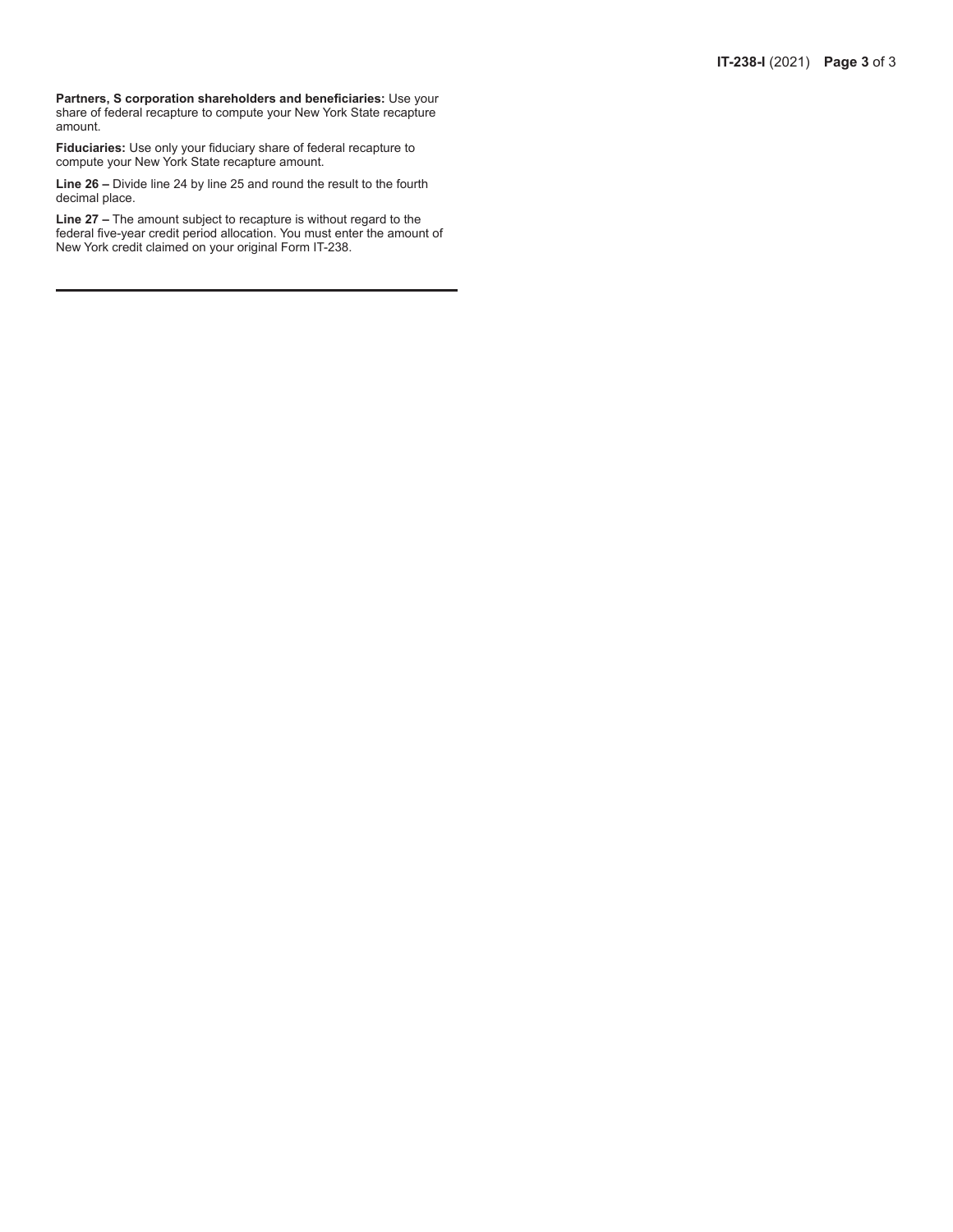**Partners, S corporation shareholders and beneficiaries:** Use your share of federal recapture to compute your New York State recapture amount.

**Fiduciaries:** Use only your fiduciary share of federal recapture to compute your New York State recapture amount.

**Line 26 –** Divide line 24 by line 25 and round the result to the fourth decimal place.

**Line 27 –** The amount subject to recapture is without regard to the federal five-year credit period allocation. You must enter the amount of New York credit claimed on your original Form IT-238.